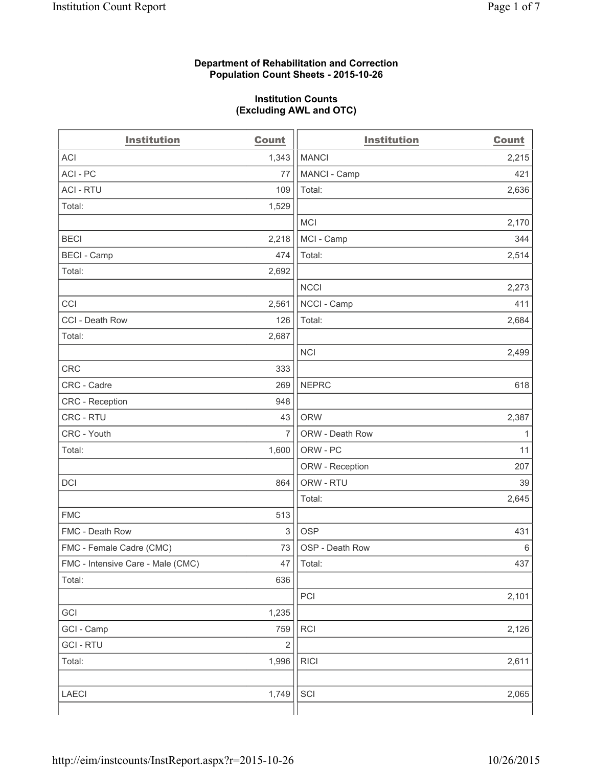**Department of Rehabilitation and Correction**
**Population Count Sheets - 2015-10-26**

**Institution Counts**
**(Excluding AWL and OTC)**

| Institution | Count |
|---|---|
| ACI | 1,343 |
| ACI - PC | 77 |
| ACI - RTU | 109 |
| Total: | 1,529 |
| | |
| BECI | 2,218 |
| BECI - Camp | 474 |
| Total: | 2,692 |
| | |
| CCI | 2,561 |
| CCI - Death Row | 126 |
| Total: | 2,687 |
| | |
| CRC | 333 |
| CRC - Cadre | 269 |
| CRC - Reception | 948 |
| CRC - RTU | 43 |
| CRC - Youth | 7 |
| Total: | 1,600 |
| | |
| DCI | 864 |
| | |
| FMC | 513 |
| FMC - Death Row | 3 |
| FMC - Female Cadre (CMC) | 73 |
| FMC - Intensive Care - Male (CMC) | 47 |
| Total: | 636 |
| | |
| GCI | 1,235 |
| GCI - Camp | 759 |
| GCI - RTU | 2 |
| Total: | 1,996 |
| | |
| LAECI | 1,749 |

| Institution | Count |
|---|---|
| MANCI | 2,215 |
| MANCI - Camp | 421 |
| Total: | 2,636 |
| | |
| MCI | 2,170 |
| MCI - Camp | 344 |
| Total: | 2,514 |
| | |
| NCCI | 2,273 |
| NCCI - Camp | 411 |
| Total: | 2,684 |
| | |
| NCI | 2,499 |
| | |
| NEPRC | 618 |
| | |
| ORW | 2,387 |
| ORW - Death Row | 1 |
| ORW - PC | 11 |
| ORW - Reception | 207 |
| ORW - RTU | 39 |
| Total: | 2,645 |
| | |
| OSP | 431 |
| OSP - Death Row | 6 |
| Total: | 437 |
| | |
| PCI | 2,101 |
| | |
| RCI | 2,126 |
| | |
| RICI | 2,611 |
| | |
| SCI | 2,065 |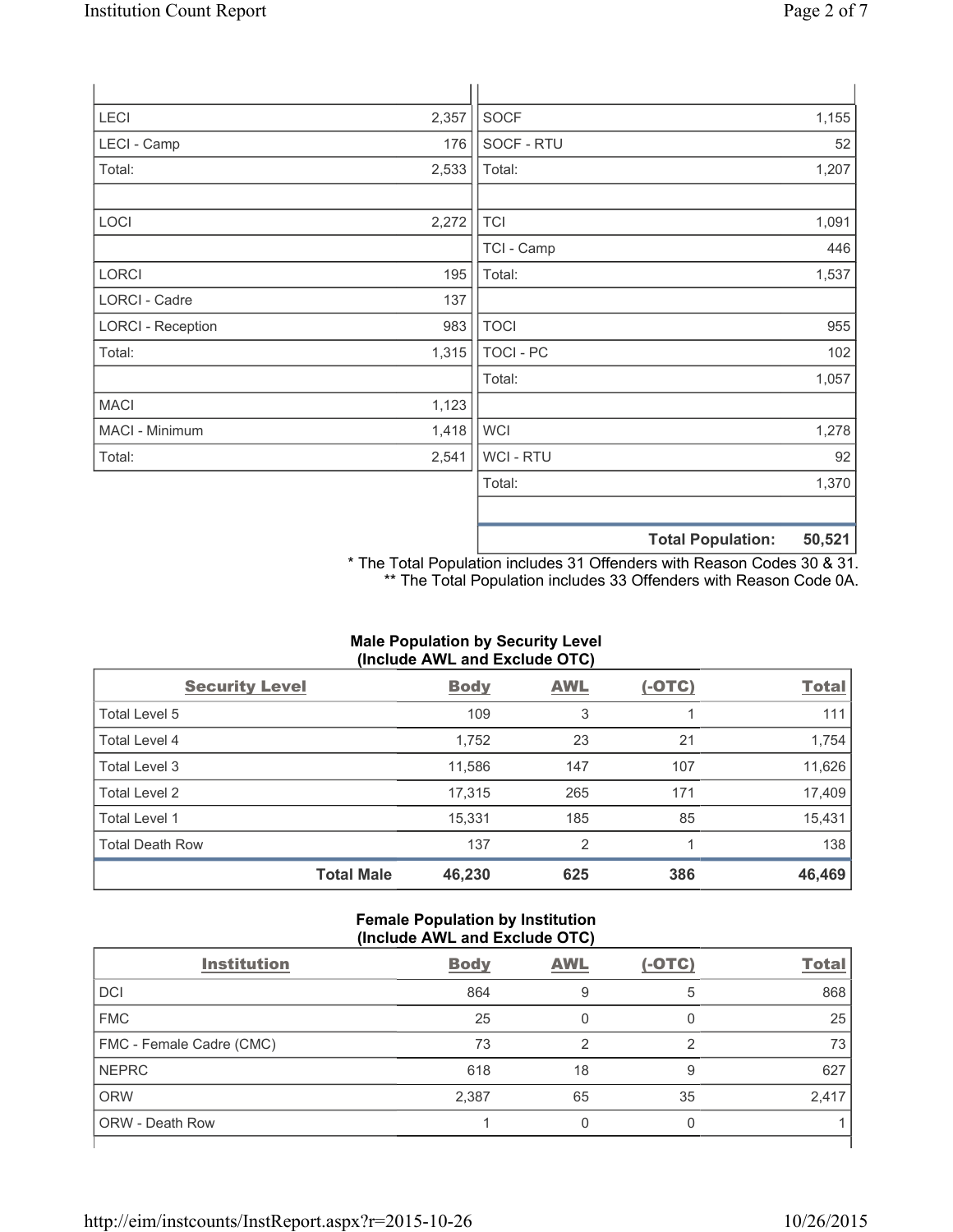| | | | |
|---|---|---|---|
| LECI | 2,357 | SOCF | 1,155 |
| LECI - Camp | 176 | SOCF - RTU | 52 |
| Total: | 2,533 | Total: | 1,207 |
| | | | |
| LOCI | 2,272 | TCI | 1,091 |
| | | TCI - Camp | 446 |
| LORCI | 195 | Total: | 1,537 |
| LORCI - Cadre | 137 | | |
| LORCI - Reception | 983 | TOCI | 955 |
| Total: | 1,315 | TOCI - PC | 102 |
| | | Total: | 1,057 |
| MACI | 1,123 | | |
| MACI - Minimum | 1,418 | WCI | 1,278 |
| Total: | 2,541 | WCI - RTU | 92 |
| | | Total: | 1,370 |
| | | | |
| | | **Total Population:** | **50,521** |

\* The Total Population includes 31 Offenders with Reason Codes 30 & 31.
\*\* The Total Population includes 33 Offenders with Reason Code 0A.

**Male Population by Security Level (Include AWL and Exclude OTC)**

| Security Level | Body | AWL | (-OTC) | Total |
|---|---|---|---|---|
| Total Level 5 | 109 | 3 | 1 | 111 |
| Total Level 4 | 1,752 | 23 | 21 | 1,754 |
| Total Level 3 | 11,586 | 147 | 107 | 11,626 |
| Total Level 2 | 17,315 | 265 | 171 | 17,409 |
| Total Level 1 | 15,331 | 185 | 85 | 15,431 |
| Total Death Row | 137 | 2 | 1 | 138 |
| **Total Male** | **46,230** | **625** | **386** | **46,469** |

**Female Population by Institution (Include AWL and Exclude OTC)**

| Institution | Body | AWL | (-OTC) | Total |
|---|---|---|---|---|
| DCI | 864 | 9 | 5 | 868 |
| FMC | 25 | 0 | 0 | 25 |
| FMC - Female Cadre (CMC) | 73 | 2 | 2 | 73 |
| NEPRC | 618 | 18 | 9 | 627 |
| ORW | 2,387 | 65 | 35 | 2,417 |
| ORW - Death Row | 1 | 0 | 0 | 1 |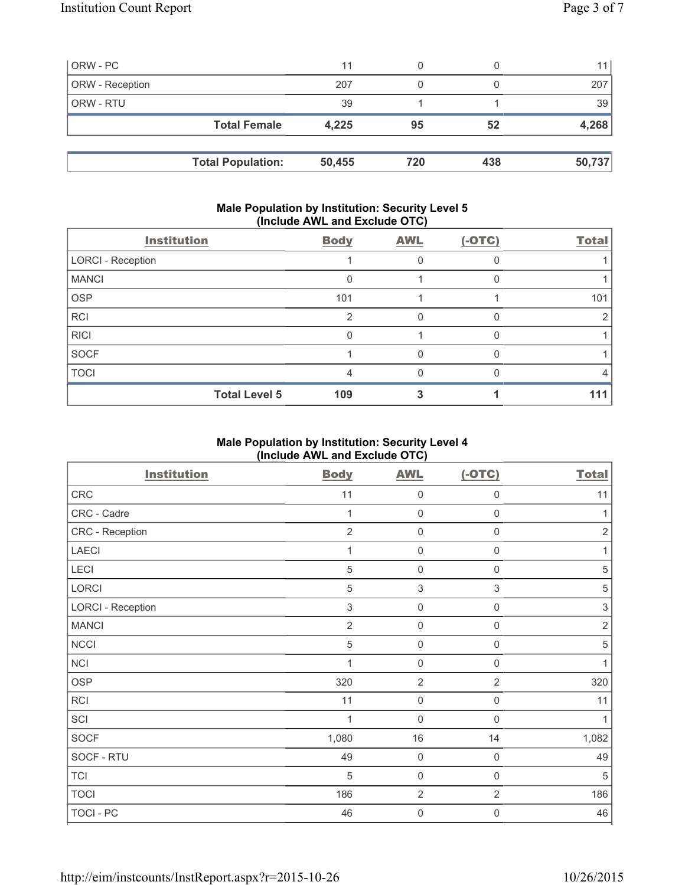| ORW - PC | 11 | 0 | 0 | 11 |
|---|---|---|---|---|
| ORW - Reception | 207 | 0 | 0 | 207 |
| ORW - RTU | 39 | 1 | 1 | 39 |
| **Total Female** | **4,225** | **95** | **52** | **4,268** |

| **Total Population:** | **50,455** | **720** | **438** | **50,737** |
|---|---|---|---|---|

### Male Population by Institution: Security Level 5 (Include AWL and Exclude OTC)

| Institution | Body | AWL | (-OTC) | Total |
|---|---|---|---|---|
| LORCI - Reception | 1 | 0 | 0 | 1 |
| MANCI | 0 | 1 | 0 | 1 |
| OSP | 101 | 1 | 1 | 101 |
| RCI | 2 | 0 | 0 | 2 |
| RICI | 0 | 1 | 0 | 1 |
| SOCF | 1 | 0 | 0 | 1 |
| TOCI | 4 | 0 | 0 | 4 |
| **Total Level 5** | **109** | **3** | **1** | **111** |

### Male Population by Institution: Security Level 4 (Include AWL and Exclude OTC)

| Institution | Body | AWL | (-OTC) | Total |
|---|---|---|---|---|
| CRC | 11 | 0 | 0 | 11 |
| CRC - Cadre | 1 | 0 | 0 | 1 |
| CRC - Reception | 2 | 0 | 0 | 2 |
| LAECI | 1 | 0 | 0 | 1 |
| LECI | 5 | 0 | 0 | 5 |
| LORCI | 5 | 3 | 3 | 5 |
| LORCI - Reception | 3 | 0 | 0 | 3 |
| MANCI | 2 | 0 | 0 | 2 |
| NCCI | 5 | 0 | 0 | 5 |
| NCI | 1 | 0 | 0 | 1 |
| OSP | 320 | 2 | 2 | 320 |
| RCI | 11 | 0 | 0 | 11 |
| SCI | 1 | 0 | 0 | 1 |
| SOCF | 1,080 | 16 | 14 | 1,082 |
| SOCF - RTU | 49 | 0 | 0 | 49 |
| TCI | 5 | 0 | 0 | 5 |
| TOCI | 186 | 2 | 2 | 186 |
| TOCI - PC | 46 | 0 | 0 | 46 |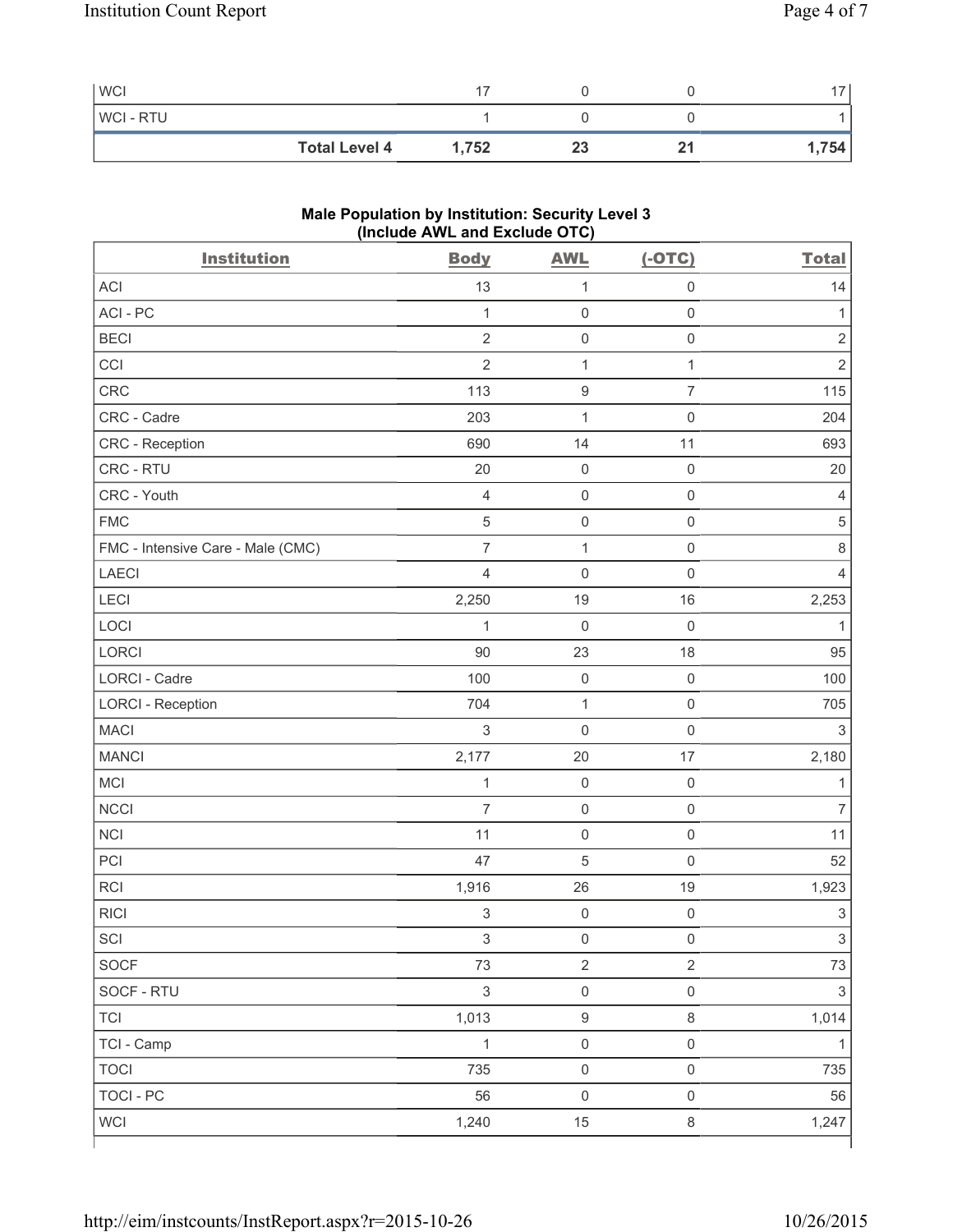| | | | | |
|---|---|---|---|---|
| WCI | 17 | 0 | 0 | 17 |
| WCI - RTU | 1 | 0 | 0 | 1 |
| **Total Level 4** | **1,752** | **23** | **21** | **1,754** |

**Male Population by Institution: Security Level 3 (Include AWL and Exclude OTC)**

| Institution | Body | AWL | (-OTC) | Total |
|---|---|---|---|---|
| ACI | 13 | 1 | 0 | 14 |
| ACI - PC | 1 | 0 | 0 | 1 |
| BECI | 2 | 0 | 0 | 2 |
| CCI | 2 | 1 | 1 | 2 |
| CRC | 113 | 9 | 7 | 115 |
| CRC - Cadre | 203 | 1 | 0 | 204 |
| CRC - Reception | 690 | 14 | 11 | 693 |
| CRC - RTU | 20 | 0 | 0 | 20 |
| CRC - Youth | 4 | 0 | 0 | 4 |
| FMC | 5 | 0 | 0 | 5 |
| FMC - Intensive Care - Male (CMC) | 7 | 1 | 0 | 8 |
| LAECI | 4 | 0 | 0 | 4 |
| LECI | 2,250 | 19 | 16 | 2,253 |
| LOCI | 1 | 0 | 0 | 1 |
| LORCI | 90 | 23 | 18 | 95 |
| LORCI - Cadre | 100 | 0 | 0 | 100 |
| LORCI - Reception | 704 | 1 | 0 | 705 |
| MACI | 3 | 0 | 0 | 3 |
| MANCI | 2,177 | 20 | 17 | 2,180 |
| MCI | 1 | 0 | 0 | 1 |
| NCCI | 7 | 0 | 0 | 7 |
| NCI | 11 | 0 | 0 | 11 |
| PCI | 47 | 5 | 0 | 52 |
| RCI | 1,916 | 26 | 19 | 1,923 |
| RICI | 3 | 0 | 0 | 3 |
| SCI | 3 | 0 | 0 | 3 |
| SOCF | 73 | 2 | 2 | 73 |
| SOCF - RTU | 3 | 0 | 0 | 3 |
| TCI | 1,013 | 9 | 8 | 1,014 |
| TCI - Camp | 1 | 0 | 0 | 1 |
| TOCI | 735 | 0 | 0 | 735 |
| TOCI - PC | 56 | 0 | 0 | 56 |
| WCI | 1,240 | 15 | 8 | 1,247 |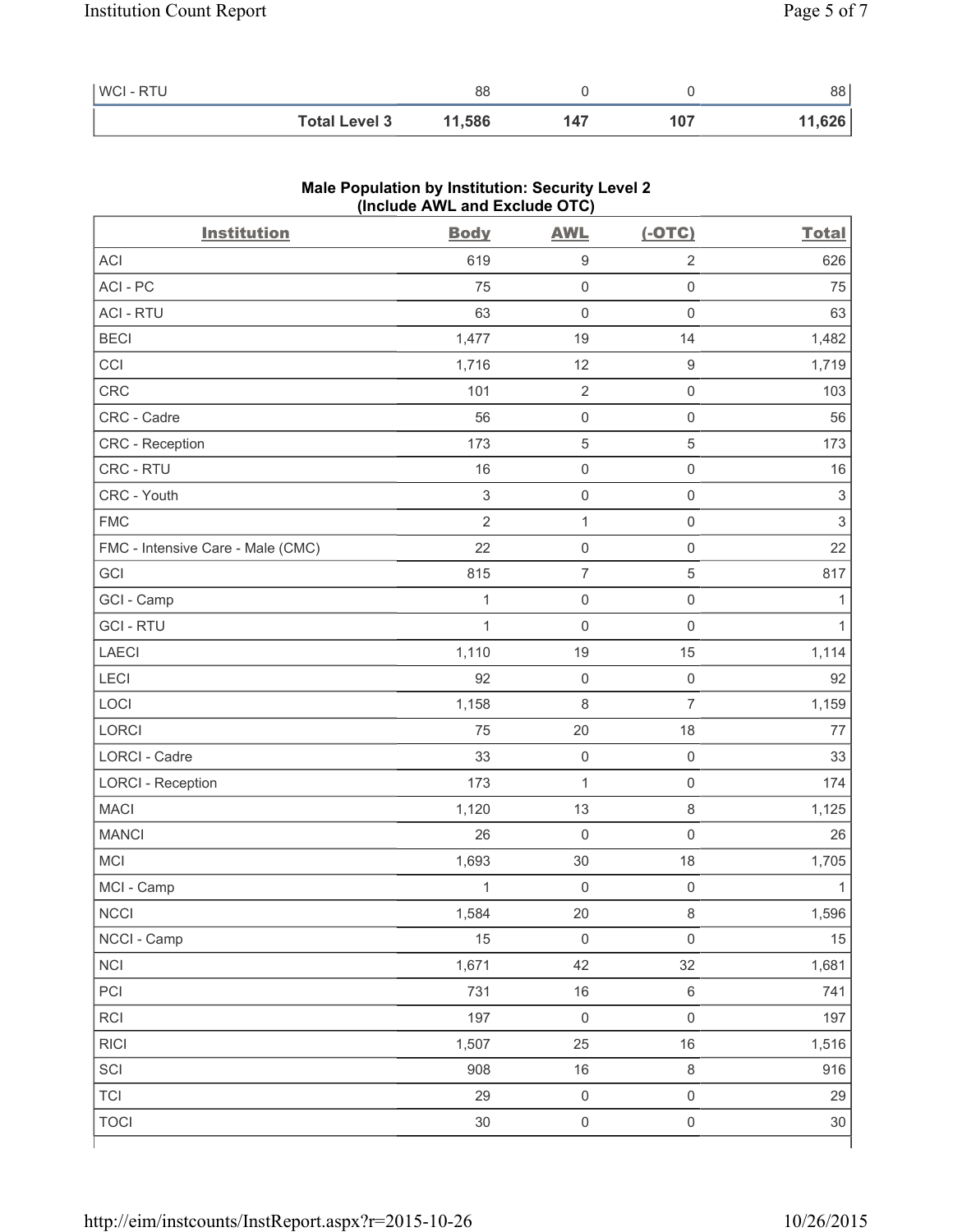| | | | | |
|---|---|---|---|---|
| WCI - RTU | 88 | 0 | 0 | 88 |
| **Total Level 3** | **11,586** | **147** | **107** | **11,626** |

### Male Population by Institution: Security Level 2 (Include AWL and Exclude OTC)

| Institution | Body | AWL | (-OTC) | Total |
|---|---|---|---|---|
| ACI | 619 | 9 | 2 | 626 |
| ACI - PC | 75 | 0 | 0 | 75 |
| ACI - RTU | 63 | 0 | 0 | 63 |
| BECI | 1,477 | 19 | 14 | 1,482 |
| CCI | 1,716 | 12 | 9 | 1,719 |
| CRC | 101 | 2 | 0 | 103 |
| CRC - Cadre | 56 | 0 | 0 | 56 |
| CRC - Reception | 173 | 5 | 5 | 173 |
| CRC - RTU | 16 | 0 | 0 | 16 |
| CRC - Youth | 3 | 0 | 0 | 3 |
| FMC | 2 | 1 | 0 | 3 |
| FMC - Intensive Care - Male (CMC) | 22 | 0 | 0 | 22 |
| GCI | 815 | 7 | 5 | 817 |
| GCI - Camp | 1 | 0 | 0 | 1 |
| GCI - RTU | 1 | 0 | 0 | 1 |
| LAECI | 1,110 | 19 | 15 | 1,114 |
| LECI | 92 | 0 | 0 | 92 |
| LOCI | 1,158 | 8 | 7 | 1,159 |
| LORCI | 75 | 20 | 18 | 77 |
| LORCI - Cadre | 33 | 0 | 0 | 33 |
| LORCI - Reception | 173 | 1 | 0 | 174 |
| MACI | 1,120 | 13 | 8 | 1,125 |
| MANCI | 26 | 0 | 0 | 26 |
| MCI | 1,693 | 30 | 18 | 1,705 |
| MCI - Camp | 1 | 0 | 0 | 1 |
| NCCI | 1,584 | 20 | 8 | 1,596 |
| NCCI - Camp | 15 | 0 | 0 | 15 |
| NCI | 1,671 | 42 | 32 | 1,681 |
| PCI | 731 | 16 | 6 | 741 |
| RCI | 197 | 0 | 0 | 197 |
| RICI | 1,507 | 25 | 16 | 1,516 |
| SCI | 908 | 16 | 8 | 916 |
| TCI | 29 | 0 | 0 | 29 |
| TOCI | 30 | 0 | 0 | 30 |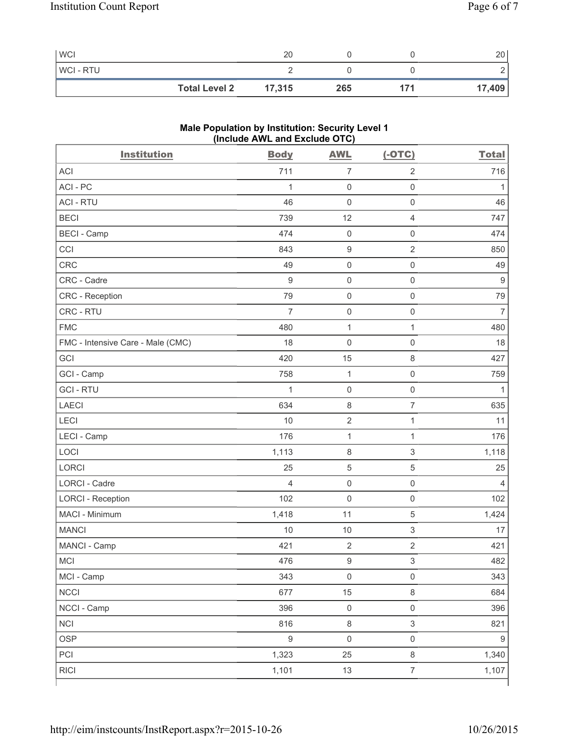| WCI | 20 | 0 | 0 | 20 |
|---|---|---|---|---|
| WCI - RTU | 2 | 0 | 0 | 2 |
| **Total Level 2** | **17,315** | **265** | **171** | **17,409** |

### Male Population by Institution: Security Level 1 (Include AWL and Exclude OTC)

| Institution | Body | AWL | (-OTC) | Total |
|---|---|---|---|---|
| ACI | 711 | 7 | 2 | 716 |
| ACI - PC | 1 | 0 | 0 | 1 |
| ACI - RTU | 46 | 0 | 0 | 46 |
| BECI | 739 | 12 | 4 | 747 |
| BECI - Camp | 474 | 0 | 0 | 474 |
| CCI | 843 | 9 | 2 | 850 |
| CRC | 49 | 0 | 0 | 49 |
| CRC - Cadre | 9 | 0 | 0 | 9 |
| CRC - Reception | 79 | 0 | 0 | 79 |
| CRC - RTU | 7 | 0 | 0 | 7 |
| FMC | 480 | 1 | 1 | 480 |
| FMC - Intensive Care - Male (CMC) | 18 | 0 | 0 | 18 |
| GCI | 420 | 15 | 8 | 427 |
| GCI - Camp | 758 | 1 | 0 | 759 |
| GCI - RTU | 1 | 0 | 0 | 1 |
| LAECI | 634 | 8 | 7 | 635 |
| LECI | 10 | 2 | 1 | 11 |
| LECI - Camp | 176 | 1 | 1 | 176 |
| LOCI | 1,113 | 8 | 3 | 1,118 |
| LORCI | 25 | 5 | 5 | 25 |
| LORCI - Cadre | 4 | 0 | 0 | 4 |
| LORCI - Reception | 102 | 0 | 0 | 102 |
| MACI - Minimum | 1,418 | 11 | 5 | 1,424 |
| MANCI | 10 | 10 | 3 | 17 |
| MANCI - Camp | 421 | 2 | 2 | 421 |
| MCI | 476 | 9 | 3 | 482 |
| MCI - Camp | 343 | 0 | 0 | 343 |
| NCCI | 677 | 15 | 8 | 684 |
| NCCI - Camp | 396 | 0 | 0 | 396 |
| NCI | 816 | 8 | 3 | 821 |
| OSP | 9 | 0 | 0 | 9 |
| PCI | 1,323 | 25 | 8 | 1,340 |
| RICI | 1,101 | 13 | 7 | 1,107 |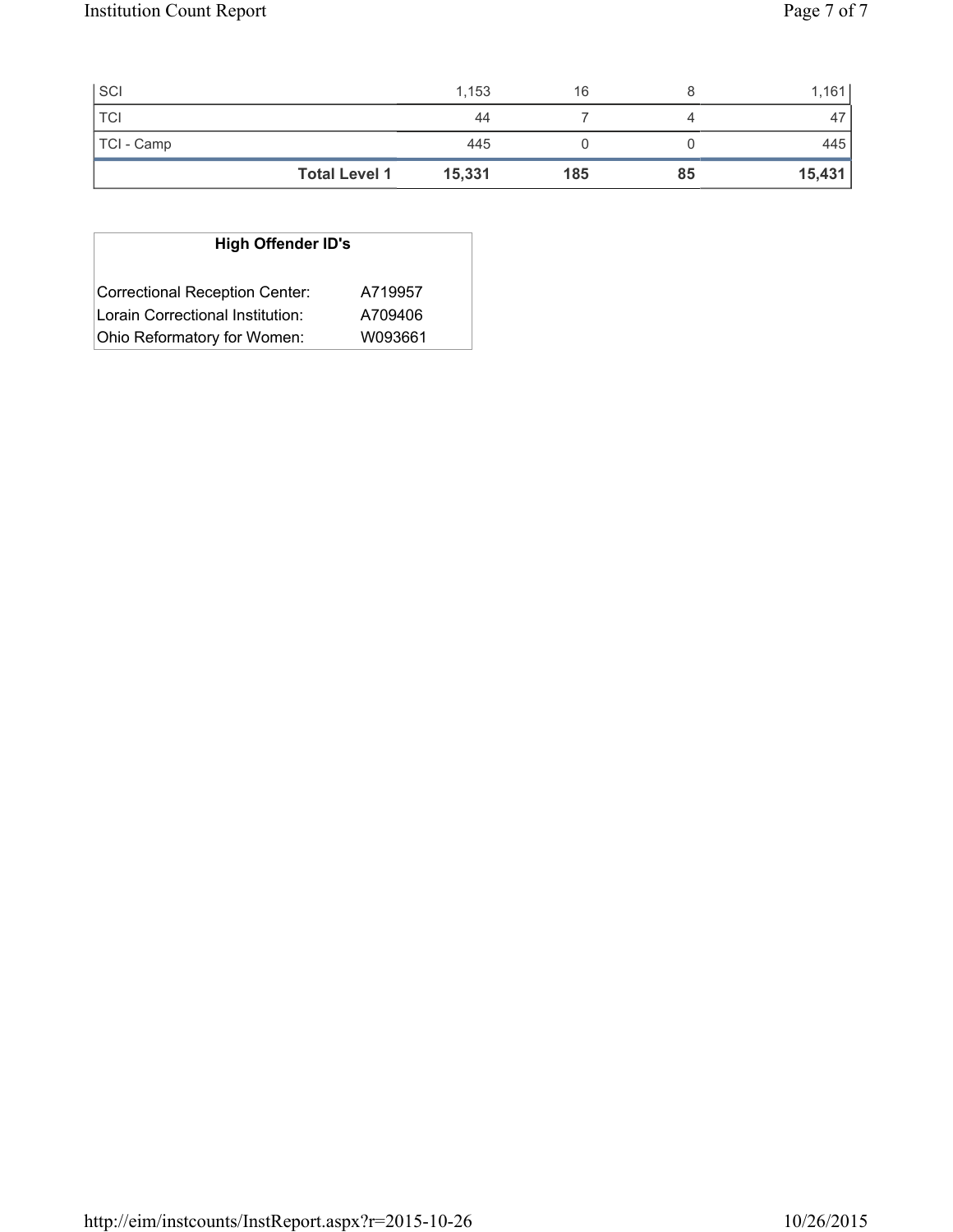| | | | | |
|---|---|---|---|---|
| SCI | 1,153 | 16 | 8 | 1,161 |
| TCI | 44 | 7 | 4 | 47 |
| TCI - Camp | 445 | 0 | 0 | 445 |
| **Total Level 1** | **15,331** | **185** | **85** | **15,431** |

| High Offender ID's | |
|---|---|
| Correctional Reception Center: | A719957 |
| Lorain Correctional Institution: | A709406 |
| Ohio Reformatory for Women: | W093661 |